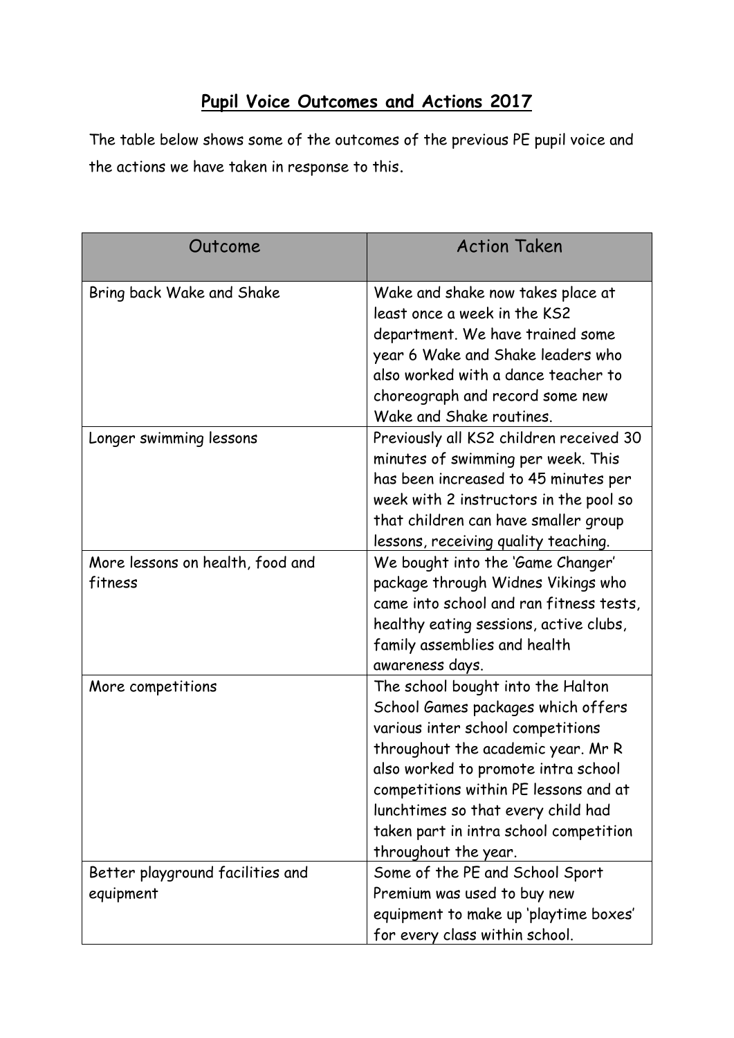# Pupil Voice Outcomes and Actions 2017

The table below shows some of the outcomes of the previous PE pupil voice and the actions we have taken in response to this.

| Outcome | Action Taken |
| --- | --- |
| Bring back Wake and Shake | Wake and shake now takes place at least once a week in the KS2 department. We have trained some year 6 Wake and Shake leaders who also worked with a dance teacher to choreograph and record some new Wake and Shake routines. |
| Longer swimming lessons | Previously all KS2 children received 30 minutes of swimming per week. This has been increased to 45 minutes per week with 2 instructors in the pool so that children can have smaller group lessons, receiving quality teaching. |
| More lessons on health, food and fitness | We bought into the 'Game Changer' package through Widnes Vikings who came into school and ran fitness tests, healthy eating sessions, active clubs, family assemblies and health awareness days. |
| More competitions | The school bought into the Halton School Games packages which offers various inter school competitions throughout the academic year. Mr R also worked to promote intra school competitions within PE lessons and at lunchtimes so that every child had taken part in intra school competition throughout the year. |
| Better playground facilities and equipment | Some of the PE and School Sport Premium was used to buy new equipment to make up 'playtime boxes' for every class within school. |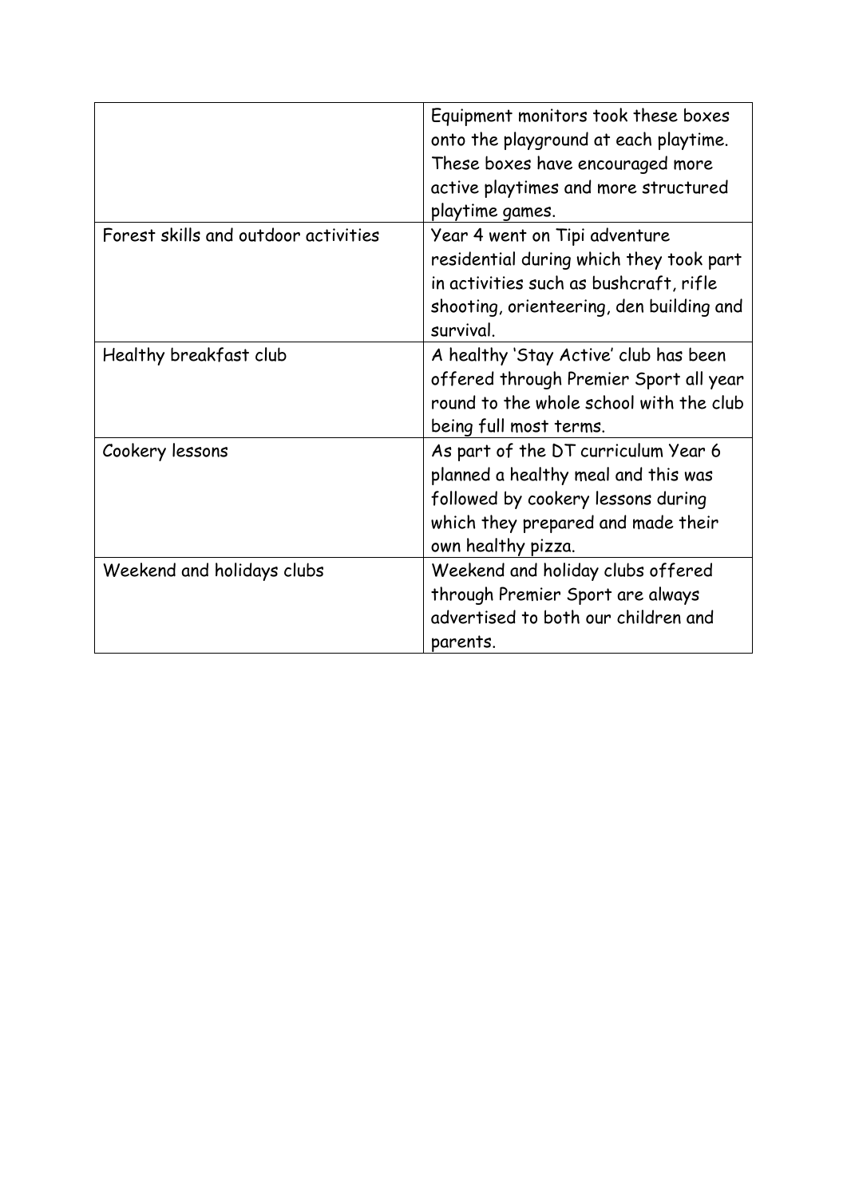| | |
|---|---|
| | Equipment monitors took these boxes onto the playground at each playtime. These boxes have encouraged more active playtimes and more structured playtime games. |
| Forest skills and outdoor activities | Year 4 went on Tipi adventure residential during which they took part in activities such as bushcraft, rifle shooting, orienteering, den building and survival. |
| Healthy breakfast club | A healthy 'Stay Active' club has been offered through Premier Sport all year round to the whole school with the club being full most terms. |
| Cookery lessons | As part of the DT curriculum Year 6 planned a healthy meal and this was followed by cookery lessons during which they prepared and made their own healthy pizza. |
| Weekend and holidays clubs | Weekend and holiday clubs offered through Premier Sport are always advertised to both our children and parents. |